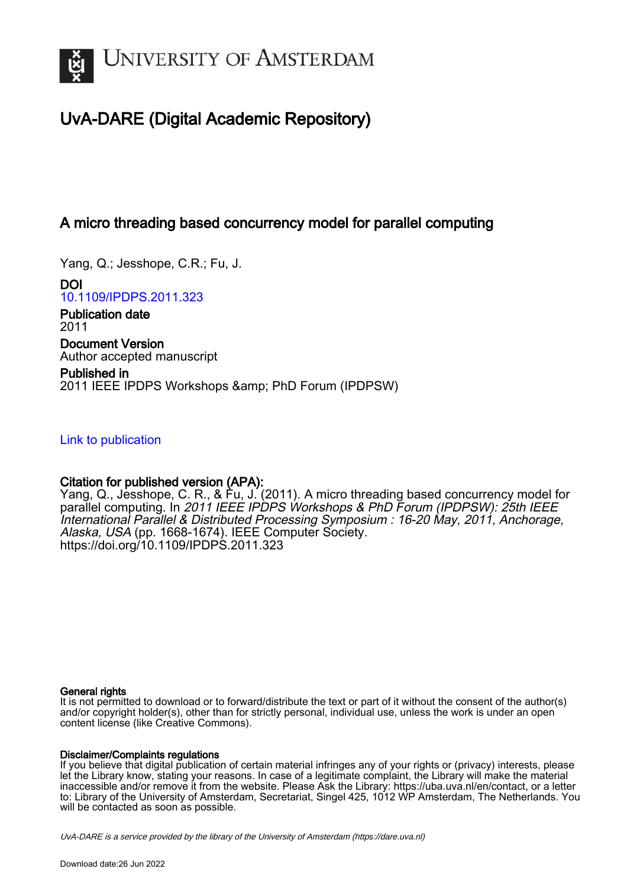UNIVERSITY OF AMSTERDAM

# UvA-DARE (Digital Academic Repository)

## A micro threading based concurrency model for parallel computing

Yang, Q.; Jesshope, C.R.; Fu, J.

**DOI**
10.1109/IPDPS.2011.323

**Publication date**
2011

**Document Version**
Author accepted manuscript

**Published in**
2011 IEEE IPDPS Workshops &amp; PhD Forum (IPDPSW)

Link to publication

**Citation for published version (APA):**
Yang, Q., Jesshope, C. R., & Fu, J. (2011). A micro threading based concurrency model for parallel computing. In *2011 IEEE IPDPS Workshops & PhD Forum (IPDPSW): 25th IEEE International Parallel & Distributed Processing Symposium : 16-20 May, 2011, Anchorage, Alaska, USA* (pp. 1668-1674). IEEE Computer Society. https://doi.org/10.1109/IPDPS.2011.323

**General rights**
It is not permitted to download or to forward/distribute the text or part of it without the consent of the author(s) and/or copyright holder(s), other than for strictly personal, individual use, unless the work is under an open content license (like Creative Commons).

**Disclaimer/Complaints regulations**
If you believe that digital publication of certain material infringes any of your rights or (privacy) interests, please let the Library know, stating your reasons. In case of a legitimate complaint, the Library will make the material inaccessible and/or remove it from the website. Please Ask the Library: https://uba.uva.nl/en/contact, or a letter to: Library of the University of Amsterdam, Secretariat, Singel 425, 1012 WP Amsterdam, The Netherlands. You will be contacted as soon as possible.

*UvA-DARE is a service provided by the library of the University of Amsterdam (https://dare.uva.nl)*

Download date:26 Jun 2022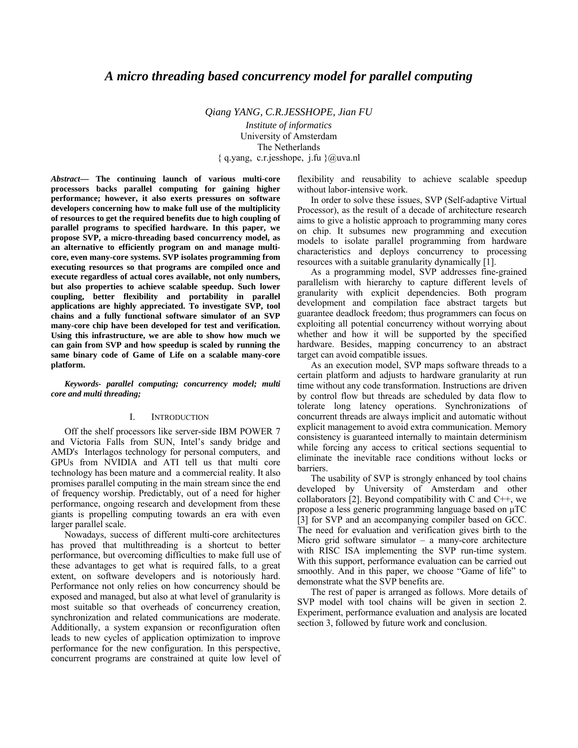# *A micro threading based concurrency model for parallel computing*

*Qiang YANG, C.R.JESSHOPE, Jian FU*

*Institute of informatics*
University of Amsterdam
The Netherlands
{ q.yang, c.r.jesshope, j.fu }@uva.nl

***Abstract*— The continuing launch of various multi-core processors backs parallel computing for gaining higher performance; however, it also exerts pressures on software developers concerning how to make full use of the multiplicity of resources to get the required benefits due to high coupling of parallel programs to specified hardware. In this paper, we propose SVP, a micro-threading based concurrency model, as an alternative to efficiently program on and manage multi-core, even many-core systems. SVP isolates programming from executing resources so that programs are compiled once and execute regardless of actual cores available, not only numbers, but also properties to achieve scalable speedup. Such lower coupling, better flexibility and portability in parallel applications are highly appreciated. To investigate SVP, tool chains and a fully functional software simulator of an SVP many-core chip have been developed for test and verification. Using this infrastructure, we are able to show how much we can gain from SVP and how speedup is scaled by running the same binary code of Game of Life on a scalable many-core platform.**

***Keywords- parallel computing; concurrency model; multi core and multi threading;***

## I. INTRODUCTION

Off the shelf processors like server-side IBM POWER 7 and Victoria Falls from SUN, Intel's sandy bridge and AMD's Interlagos technology for personal computers, and GPUs from NVIDIA and ATI tell us that multi core technology has been mature and a commercial reality. It also promises parallel computing in the main stream since the end of frequency worship. Predictably, out of a need for higher performance, ongoing research and development from these giants is propelling computing towards an era with even larger parallel scale.

Nowadays, success of different multi-core architectures has proved that multithreading is a shortcut to better performance, but overcoming difficulties to make full use of these advantages to get what is required falls, to a great extent, on software developers and is notoriously hard. Performance not only relies on how concurrency should be exposed and managed, but also at what level of granularity is most suitable so that overheads of concurrency creation, synchronization and related communications are moderate. Additionally, a system expansion or reconfiguration often leads to new cycles of application optimization to improve performance for the new configuration. In this perspective, concurrent programs are constrained at quite low level of flexibility and reusability to achieve scalable speedup without labor-intensive work.

In order to solve these issues, SVP (Self-adaptive Virtual Processor), as the result of a decade of architecture research aims to give a holistic approach to programming many cores on chip. It subsumes new programming and execution models to isolate parallel programming from hardware characteristics and deploys concurrency to processing resources with a suitable granularity dynamically [1].

As a programming model, SVP addresses fine-grained parallelism with hierarchy to capture different levels of granularity with explicit dependencies. Both program development and compilation face abstract targets but guarantee deadlock freedom; thus programmers can focus on exploiting all potential concurrency without worrying about whether and how it will be supported by the specified hardware. Besides, mapping concurrency to an abstract target can avoid compatible issues.

As an execution model, SVP maps software threads to a certain platform and adjusts to hardware granularity at run time without any code transformation. Instructions are driven by control flow but threads are scheduled by data flow to tolerate long latency operations. Synchronizations of concurrent threads are always implicit and automatic without explicit management to avoid extra communication. Memory consistency is guaranteed internally to maintain determinism while forcing any access to critical sections sequential to eliminate the inevitable race conditions without locks or barriers.

The usability of SVP is strongly enhanced by tool chains developed by University of Amsterdam and other collaborators [2]. Beyond compatibility with C and C++, we propose a less generic programming language based on μTC [3] for SVP and an accompanying compiler based on GCC. The need for evaluation and verification gives birth to the Micro grid software simulator – a many-core architecture with RISC ISA implementing the SVP run-time system. With this support, performance evaluation can be carried out smoothly. And in this paper, we choose "Game of life" to demonstrate what the SVP benefits are.

The rest of paper is arranged as follows. More details of SVP model with tool chains will be given in section 2. Experiment, performance evaluation and analysis are located section 3, followed by future work and conclusion.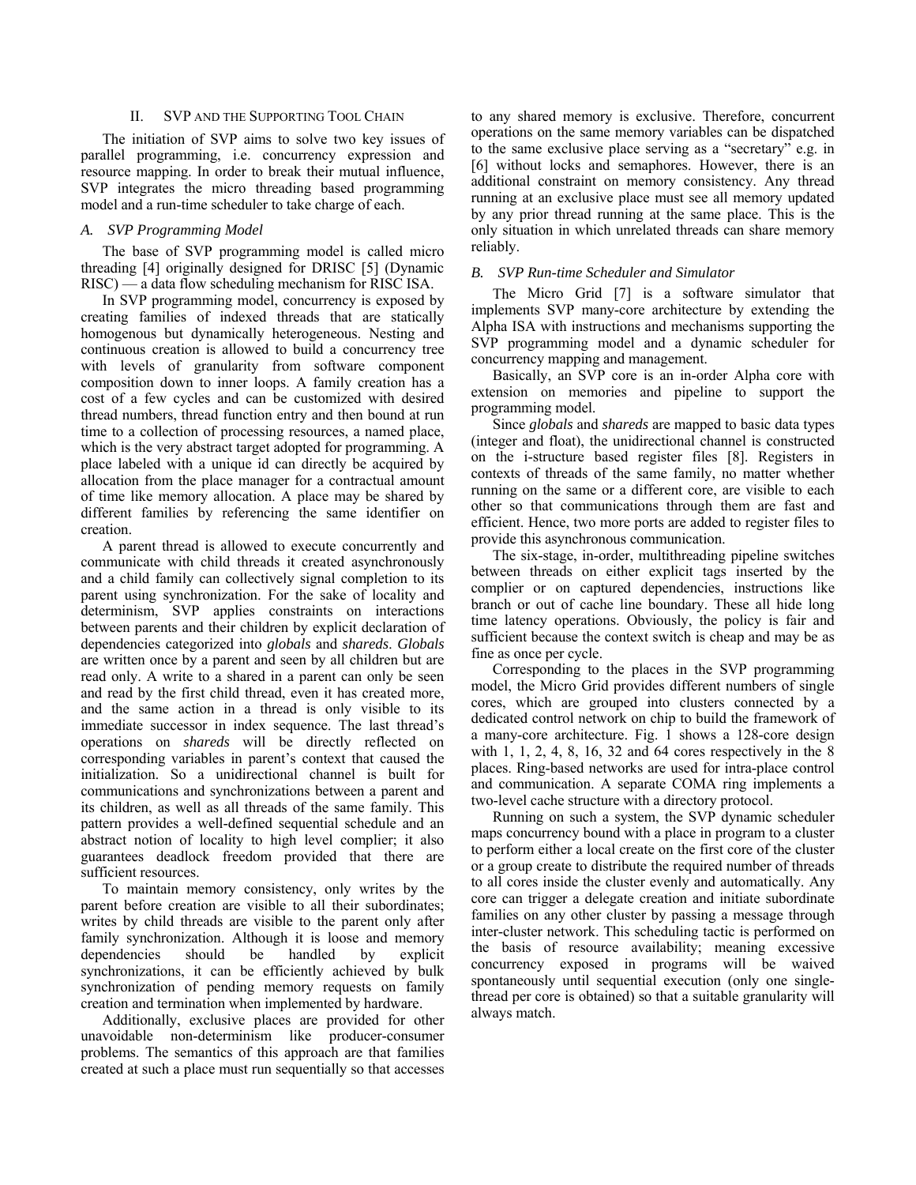## II. SVP AND THE SUPPORTING TOOL CHAIN

The initiation of SVP aims to solve two key issues of parallel programming, i.e. concurrency expression and resource mapping. In order to break their mutual influence, SVP integrates the micro threading based programming model and a run-time scheduler to take charge of each.

### A. SVP Programming Model

The base of SVP programming model is called micro threading [4] originally designed for DRISC [5] (Dynamic RISC) — a data flow scheduling mechanism for RISC ISA.

In SVP programming model, concurrency is exposed by creating families of indexed threads that are statically homogenous but dynamically heterogeneous. Nesting and continuous creation is allowed to build a concurrency tree with levels of granularity from software component composition down to inner loops. A family creation has a cost of a few cycles and can be customized with desired thread numbers, thread function entry and then bound at run time to a collection of processing resources, a named place, which is the very abstract target adopted for programming. A place labeled with a unique id can directly be acquired by allocation from the place manager for a contractual amount of time like memory allocation. A place may be shared by different families by referencing the same identifier on creation.

A parent thread is allowed to execute concurrently and communicate with child threads it created asynchronously and a child family can collectively signal completion to its parent using synchronization. For the sake of locality and determinism, SVP applies constraints on interactions between parents and their children by explicit declaration of dependencies categorized into *globals* and *shareds*. *Globals* are written once by a parent and seen by all children but are read only. A write to a shared in a parent can only be seen and read by the first child thread, even it has created more, and the same action in a thread is only visible to its immediate successor in index sequence. The last thread's operations on *shareds* will be directly reflected on corresponding variables in parent's context that caused the initialization. So a unidirectional channel is built for communications and synchronizations between a parent and its children, as well as all threads of the same family. This pattern provides a well-defined sequential schedule and an abstract notion of locality to high level complier; it also guarantees deadlock freedom provided that there are sufficient resources.

To maintain memory consistency, only writes by the parent before creation are visible to all their subordinates; writes by child threads are visible to the parent only after family synchronization. Although it is loose and memory dependencies should be handled by explicit synchronizations, it can be efficiently achieved by bulk synchronization of pending memory requests on family creation and termination when implemented by hardware.

Additionally, exclusive places are provided for other unavoidable non-determinism like producer-consumer problems. The semantics of this approach are that families created at such a place must run sequentially so that accesses to any shared memory is exclusive. Therefore, concurrent operations on the same memory variables can be dispatched to the same exclusive place serving as a "secretary" e.g. in [6] without locks and semaphores. However, there is an additional constraint on memory consistency. Any thread running at an exclusive place must see all memory updated by any prior thread running at the same place. This is the only situation in which unrelated threads can share memory reliably.

### B. SVP Run-time Scheduler and Simulator

The Micro Grid [7] is a software simulator that implements SVP many-core architecture by extending the Alpha ISA with instructions and mechanisms supporting the SVP programming model and a dynamic scheduler for concurrency mapping and management.

Basically, an SVP core is an in-order Alpha core with extension on memories and pipeline to support the programming model.

Since *globals* and *shareds* are mapped to basic data types (integer and float), the unidirectional channel is constructed on the i-structure based register files [8]. Registers in contexts of threads of the same family, no matter whether running on the same or a different core, are visible to each other so that communications through them are fast and efficient. Hence, two more ports are added to register files to provide this asynchronous communication.

The six-stage, in-order, multithreading pipeline switches between threads on either explicit tags inserted by the complier or on captured dependencies, instructions like branch or out of cache line boundary. These all hide long time latency operations. Obviously, the policy is fair and sufficient because the context switch is cheap and may be as fine as once per cycle.

Corresponding to the places in the SVP programming model, the Micro Grid provides different numbers of single cores, which are grouped into clusters connected by a dedicated control network on chip to build the framework of a many-core architecture. Fig. 1 shows a 128-core design with 1, 1, 2, 4, 8, 16, 32 and 64 cores respectively in the 8 places. Ring-based networks are used for intra-place control and communication. A separate COMA ring implements a two-level cache structure with a directory protocol.

Running on such a system, the SVP dynamic scheduler maps concurrency bound with a place in program to a cluster to perform either a local create on the first core of the cluster or a group create to distribute the required number of threads to all cores inside the cluster evenly and automatically. Any core can trigger a delegate creation and initiate subordinate families on any other cluster by passing a message through inter-cluster network. This scheduling tactic is performed on the basis of resource availability; meaning excessive concurrency exposed in programs will be waived spontaneously until sequential execution (only one single-thread per core is obtained) so that a suitable granularity will always match.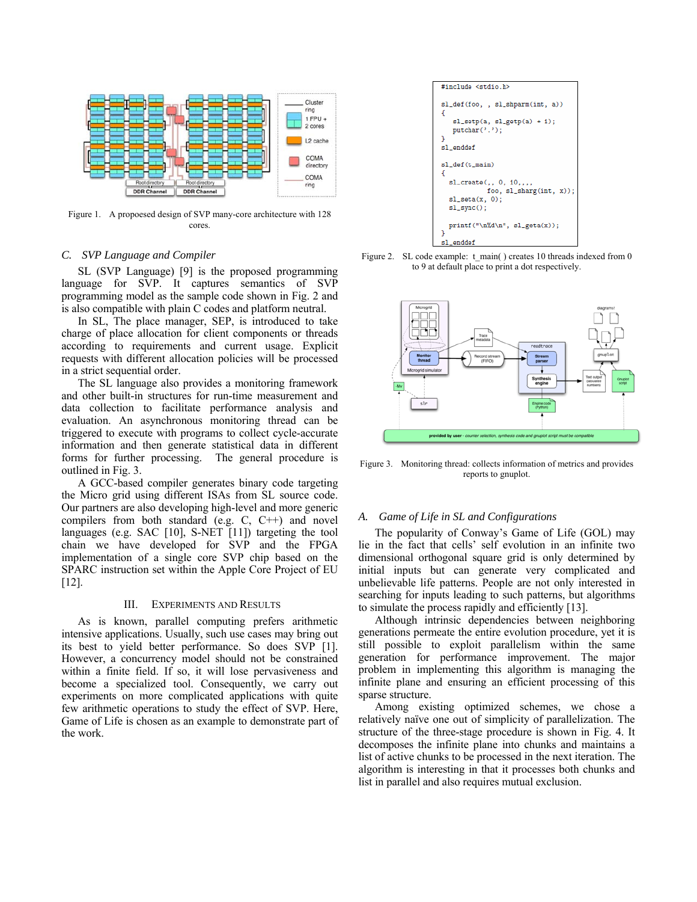Figure 1. A propoesed design of SVP many-core architecture with 128 cores.

### C. SVP Language and Compiler

SL (SVP Language) [9] is the proposed programming language for SVP. It captures semantics of SVP programming model as the sample code shown in Fig. 2 and is also compatible with plain C codes and platform neutral.

In SL, The place manager, SEP, is introduced to take charge of place allocation for client components or threads according to requirements and current usage. Explicit requests with different allocation policies will be processed in a strict sequential order.

The SL language also provides a monitoring framework and other built-in structures for run-time measurement and data collection to facilitate performance analysis and evaluation. An asynchronous monitoring thread can be triggered to execute with programs to collect cycle-accurate information and then generate statistical data in different forms for further processing. The general procedure is outlined in Fig. 3.

A GCC-based compiler generates binary code targeting the Micro grid using different ISAs from SL source code. Our partners are also developing high-level and more generic compilers from both standard (e.g. C, C++) and novel languages (e.g. SAC [10], S-NET [11]) targeting the tool chain we have developed for SVP and the FPGA implementation of a single core SVP chip based on the SPARC instruction set within the Apple Core Project of EU [12].

## III. Experiments and Results

As is known, parallel computing prefers arithmetic intensive applications. Usually, such use cases may bring out its best to yield better performance. So does SVP [1]. However, a concurrency model should not be constrained within a finite field. If so, it will lose pervasiveness and become a specialized tool. Consequently, we carry out experiments on more complicated applications with quite few arithmetic operations to study the effect of SVP. Here, Game of Life is chosen as an example to demonstrate part of the work.

```
#include <stdio.h>

sl_def(foo, , sl_shparm(int, a))
{
   sl_setp(a, sl_getp(a) + 1);
   putchar('.');
}
sl_enddef

sl_def(t_main)
{
  sl_create(,, 0, 10,,,,
            foo, sl_sharg(int, x));
  sl_seta(x, 0);
  sl_sync();

  printf("\n%d\n", sl_geta(x));
}
sl_enddef
```

Figure 2. SL code example: t_main( ) creates 10 threads indexed from 0 to 9 at default place to print a dot respectively.

Figure 3. Monitoring thread: collects information of metrics and provides reports to gnuplot.

### A. Game of Life in SL and Configurations

The popularity of Conway's Game of Life (GOL) may lie in the fact that cells' self evolution in an infinite two dimensional orthogonal square grid is only determined by initial inputs but can generate very complicated and unbelievable life patterns. People are not only interested in searching for inputs leading to such patterns, but algorithms to simulate the process rapidly and efficiently [13].

Although intrinsic dependencies between neighboring generations permeate the entire evolution procedure, yet it is still possible to exploit parallelism within the same generation for performance improvement. The major problem in implementing this algorithm is managing the infinite plane and ensuring an efficient processing of this sparse structure.

Among existing optimized schemes, we chose a relatively naïve one out of simplicity of parallelization. The structure of the three-stage procedure is shown in Fig. 4. It decomposes the infinite plane into chunks and maintains a list of active chunks to be processed in the next iteration. The algorithm is interesting in that it processes both chunks and list in parallel and also requires mutual exclusion.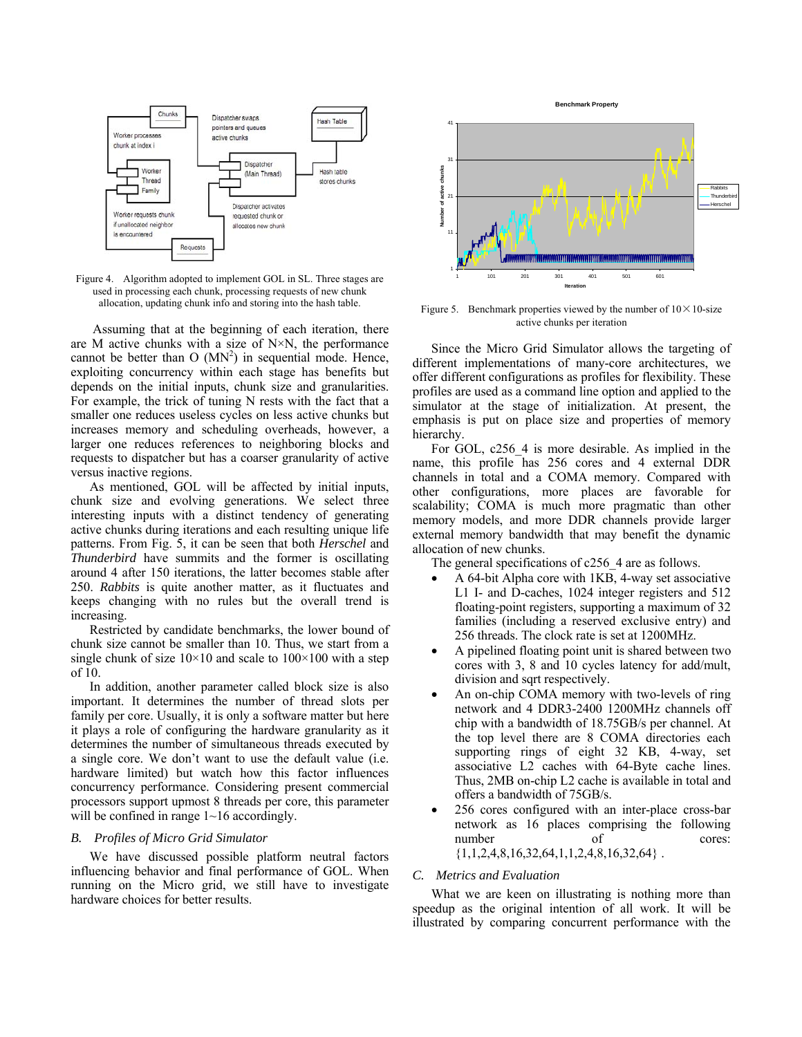Figure 4. Algorithm adopted to implement GOL in SL. Three stages are used in processing each chunk, processing requests of new chunk allocation, updating chunk info and storing into the hash table.

Assuming that at the beginning of each iteration, there are M active chunks with a size of N×N, the performance cannot be better than O ($MN^2$) in sequential mode. Hence, exploiting concurrency within each stage has benefits but depends on the initial inputs, chunk size and granularities. For example, the trick of tuning N rests with the fact that a smaller one reduces useless cycles on less active chunks but increases memory and scheduling overheads, however, a larger one reduces references to neighboring blocks and requests to dispatcher but has a coarser granularity of active versus inactive regions.

As mentioned, GOL will be affected by initial inputs, chunk size and evolving generations. We select three interesting inputs with a distinct tendency of generating active chunks during iterations and each resulting unique life patterns. From Fig. 5, it can be seen that both *Herschel* and *Thunderbird* have summits and the former is oscillating around 4 after 150 iterations, the latter becomes stable after 250. *Rabbits* is quite another matter, as it fluctuates and keeps changing with no rules but the overall trend is increasing.

Restricted by candidate benchmarks, the lower bound of chunk size cannot be smaller than 10. Thus, we start from a single chunk of size 10×10 and scale to 100×100 with a step of 10.

In addition, another parameter called block size is also important. It determines the number of thread slots per family per core. Usually, it is only a software matter but here it plays a role of configuring the hardware granularity as it determines the number of simultaneous threads executed by a single core. We don't want to use the default value (i.e. hardware limited) but watch how this factor influences concurrency performance. Considering present commercial processors support upmost 8 threads per core, this parameter will be confined in range 1~16 accordingly.

### *B. Profiles of Micro Grid Simulator*

We have discussed possible platform neutral factors influencing behavior and final performance of GOL. When running on the Micro grid, we still have to investigate hardware choices for better results.

Figure 5. Benchmark properties viewed by the number of 10×10-size active chunks per iteration

Since the Micro Grid Simulator allows the targeting of different implementations of many-core architectures, we offer different configurations as profiles for flexibility. These profiles are used as a command line option and applied to the simulator at the stage of initialization. At present, the emphasis is put on place size and properties of memory hierarchy.

For GOL, c256_4 is more desirable. As implied in the name, this profile has 256 cores and 4 external DDR channels in total and a COMA memory. Compared with other configurations, more places are favorable for scalability; COMA is much more pragmatic than other memory models, and more DDR channels provide larger external memory bandwidth that may benefit the dynamic allocation of new chunks.

The general specifications of c256_4 are as follows.

- A 64-bit Alpha core with 1KB, 4-way set associative L1 I- and D-caches, 1024 integer registers and 512 floating-point registers, supporting a maximum of 32 families (including a reserved exclusive entry) and 256 threads. The clock rate is set at 1200MHz.
- A pipelined floating point unit is shared between two cores with 3, 8 and 10 cycles latency for add/mult, division and sqrt respectively.
- An on-chip COMA memory with two-levels of ring network and 4 DDR3-2400 1200MHz channels off chip with a bandwidth of 18.75GB/s per channel. At the top level there are 8 COMA directories each supporting rings of eight 32 KB, 4-way, set associative L2 caches with 64-Byte cache lines. Thus, 2MB on-chip L2 cache is available in total and offers a bandwidth of 75GB/s.
- 256 cores configured with an inter-place cross-bar network as 16 places comprising the following number of cores: {1,1,2,4,8,16,32,64,1,1,2,4,8,16,32,64} .

### *C. Metrics and Evaluation*

What we are keen on illustrating is nothing more than speedup as the original intention of all work. It will be illustrated by comparing concurrent performance with the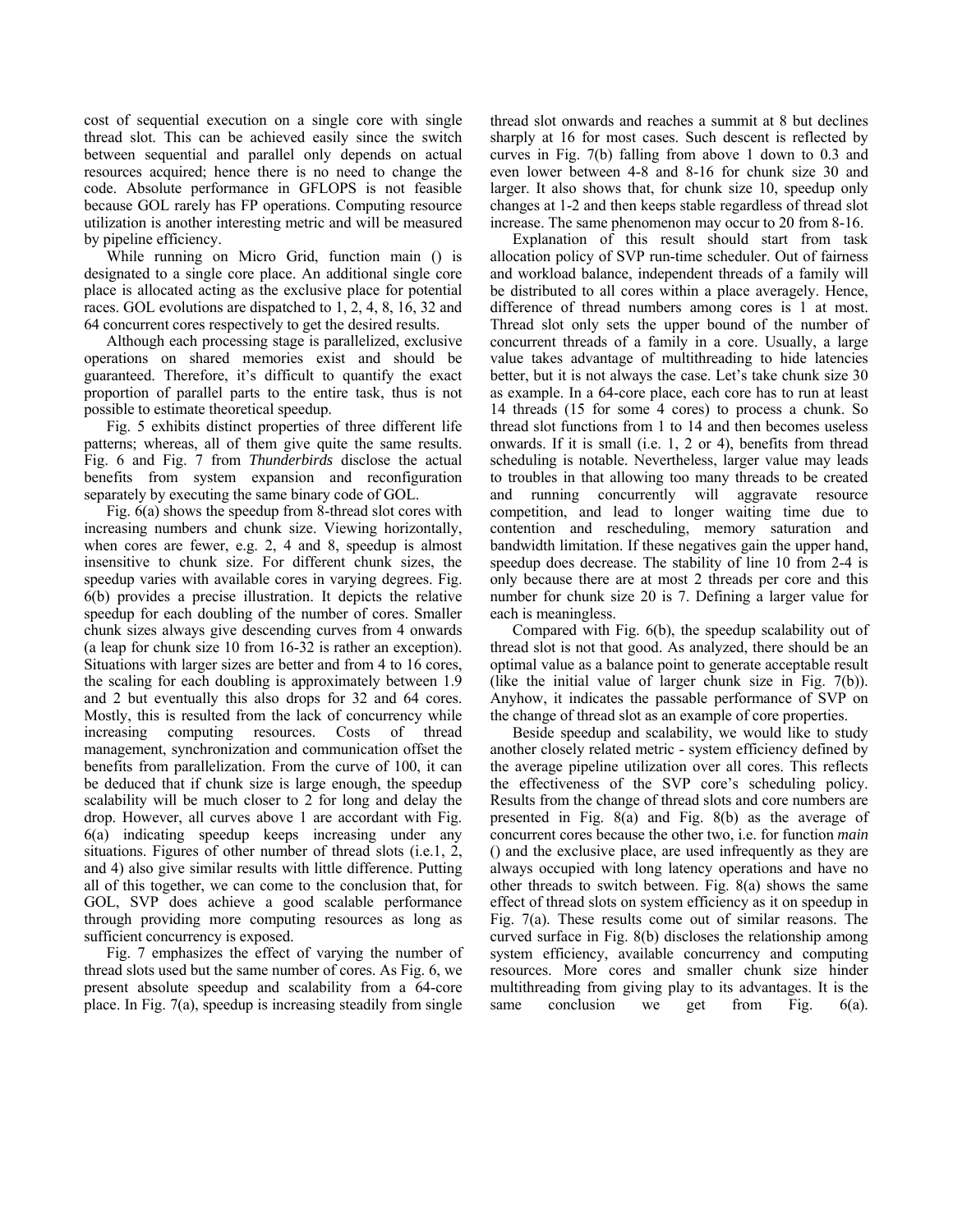cost of sequential execution on a single core with single thread slot. This can be achieved easily since the switch between sequential and parallel only depends on actual resources acquired; hence there is no need to change the code. Absolute performance in GFLOPS is not feasible because GOL rarely has FP operations. Computing resource utilization is another interesting metric and will be measured by pipeline efficiency.

While running on Micro Grid, function main () is designated to a single core place. An additional single core place is allocated acting as the exclusive place for potential races. GOL evolutions are dispatched to 1, 2, 4, 8, 16, 32 and 64 concurrent cores respectively to get the desired results.

Although each processing stage is parallelized, exclusive operations on shared memories exist and should be guaranteed. Therefore, it's difficult to quantify the exact proportion of parallel parts to the entire task, thus is not possible to estimate theoretical speedup.

Fig. 5 exhibits distinct properties of three different life patterns; whereas, all of them give quite the same results. Fig. 6 and Fig. 7 from *Thunderbirds* disclose the actual benefits from system expansion and reconfiguration separately by executing the same binary code of GOL.

Fig. 6(a) shows the speedup from 8-thread slot cores with increasing numbers and chunk size. Viewing horizontally, when cores are fewer, e.g. 2, 4 and 8, speedup is almost insensitive to chunk size. For different chunk sizes, the speedup varies with available cores in varying degrees. Fig. 6(b) provides a precise illustration. It depicts the relative speedup for each doubling of the number of cores. Smaller chunk sizes always give descending curves from 4 onwards (a leap for chunk size 10 from 16-32 is rather an exception). Situations with larger sizes are better and from 4 to 16 cores, the scaling for each doubling is approximately between 1.9 and 2 but eventually this also drops for 32 and 64 cores. Mostly, this is resulted from the lack of concurrency while increasing computing resources. Costs of thread management, synchronization and communication offset the benefits from parallelization. From the curve of 100, it can be deduced that if chunk size is large enough, the speedup scalability will be much closer to 2 for long and delay the drop. However, all curves above 1 are accordant with Fig. 6(a) indicating speedup keeps increasing under any situations. Figures of other number of thread slots (i.e.1, 2, and 4) also give similar results with little difference. Putting all of this together, we can come to the conclusion that, for GOL, SVP does achieve a good scalable performance through providing more computing resources as long as sufficient concurrency is exposed.

Fig. 7 emphasizes the effect of varying the number of thread slots used but the same number of cores. As Fig. 6, we present absolute speedup and scalability from a 64-core place. In Fig. 7(a), speedup is increasing steadily from single thread slot onwards and reaches a summit at 8 but declines sharply at 16 for most cases. Such descent is reflected by curves in Fig. 7(b) falling from above 1 down to 0.3 and even lower between 4-8 and 8-16 for chunk size 30 and larger. It also shows that, for chunk size 10, speedup only changes at 1-2 and then keeps stable regardless of thread slot increase. The same phenomenon may occur to 20 from 8-16.

Explanation of this result should start from task allocation policy of SVP run-time scheduler. Out of fairness and workload balance, independent threads of a family will be distributed to all cores within a place averagely. Hence, difference of thread numbers among cores is 1 at most. Thread slot only sets the upper bound of the number of concurrent threads of a family in a core. Usually, a large value takes advantage of multithreading to hide latencies better, but it is not always the case. Let's take chunk size 30 as example. In a 64-core place, each core has to run at least 14 threads (15 for some 4 cores) to process a chunk. So thread slot functions from 1 to 14 and then becomes useless onwards. If it is small (i.e. 1, 2 or 4), benefits from thread scheduling is notable. Nevertheless, larger value may leads to troubles in that allowing too many threads to be created and running concurrently will aggravate resource competition, and lead to longer waiting time due to contention and rescheduling, memory saturation and bandwidth limitation. If these negatives gain the upper hand, speedup does decrease. The stability of line 10 from 2-4 is only because there are at most 2 threads per core and this number for chunk size 20 is 7. Defining a larger value for each is meaningless.

Compared with Fig. 6(b), the speedup scalability out of thread slot is not that good. As analyzed, there should be an optimal value as a balance point to generate acceptable result (like the initial value of larger chunk size in Fig. 7(b)). Anyhow, it indicates the passable performance of SVP on the change of thread slot as an example of core properties.

Beside speedup and scalability, we would like to study another closely related metric - system efficiency defined by the average pipeline utilization over all cores. This reflects the effectiveness of the SVP core's scheduling policy. Results from the change of thread slots and core numbers are presented in Fig. 8(a) and Fig. 8(b) as the average of concurrent cores because the other two, i.e. for function *main* () and the exclusive place, are used infrequently as they are always occupied with long latency operations and have no other threads to switch between. Fig. 8(a) shows the same effect of thread slots on system efficiency as it on speedup in Fig. 7(a). These results come out of similar reasons. The curved surface in Fig. 8(b) discloses the relationship among system efficiency, available concurrency and computing resources. More cores and smaller chunk size hinder multithreading from giving play to its advantages. It is the same conclusion we get from Fig. 6(a).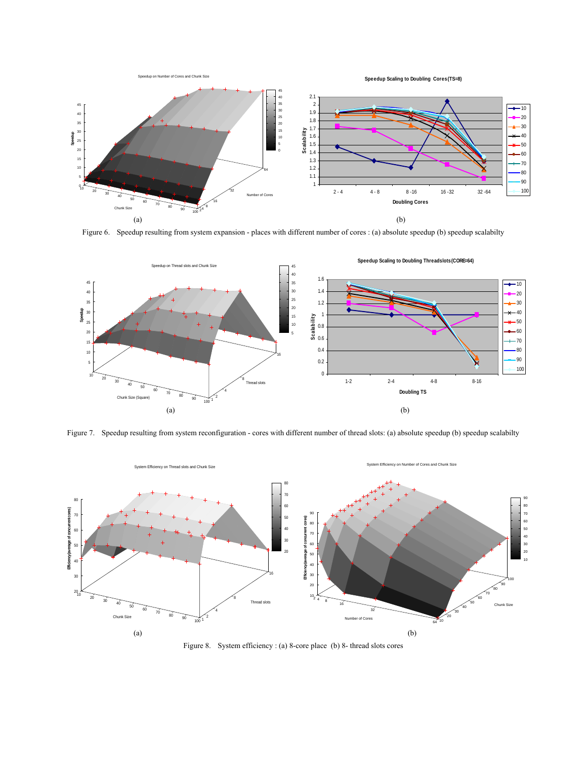(a)

(b)

Figure 6. Speedup resulting from system expansion - places with different number of cores : (a) absolute speedup (b) speedup scalabilty

(a)

(b)

Figure 7. Speedup resulting from system reconfiguration - cores with different number of thread slots: (a) absolute speedup (b) speedup scalabilty

(a)

(b)

Figure 8. System efficiency : (a) 8-core place (b) 8- thread slots cores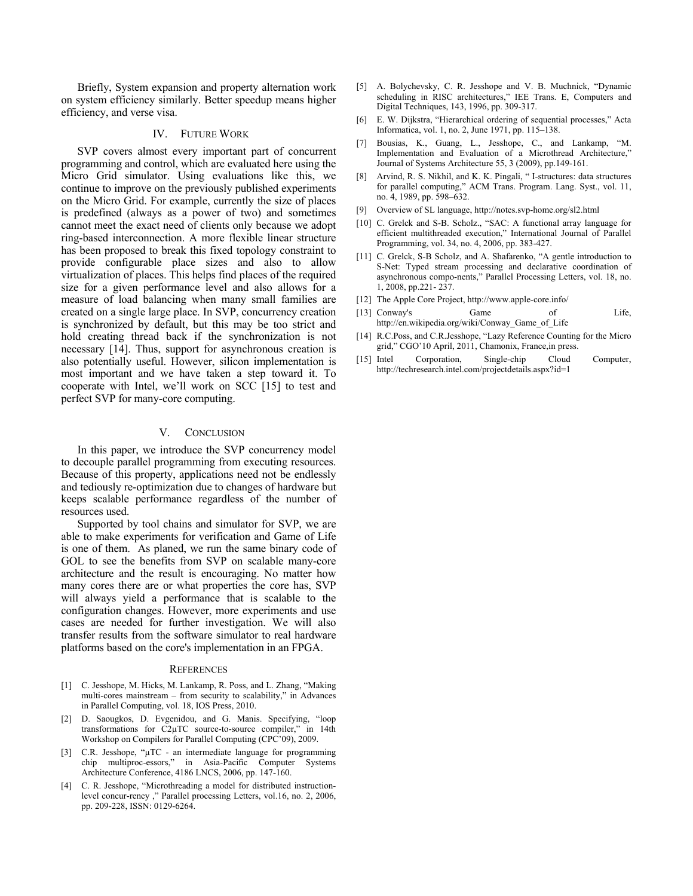Briefly, System expansion and property alternation work on system efficiency similarly. Better speedup means higher efficiency, and verse visa.

## IV. Future Work

SVP covers almost every important part of concurrent programming and control, which are evaluated here using the Micro Grid simulator. Using evaluations like this, we continue to improve on the previously published experiments on the Micro Grid. For example, currently the size of places is predefined (always as a power of two) and sometimes cannot meet the exact need of clients only because we adopt ring-based interconnection. A more flexible linear structure has been proposed to break this fixed topology constraint to provide configurable place sizes and also to allow virtualization of places. This helps find places of the required size for a given performance level and also allows for a measure of load balancing when many small families are created on a single large place. In SVP, concurrency creation is synchronized by default, but this may be too strict and hold creating thread back if the synchronization is not necessary [14]. Thus, support for asynchronous creation is also potentially useful. However, silicon implementation is most important and we have taken a step toward it. To cooperate with Intel, we'll work on SCC [15] to test and perfect SVP for many-core computing.

## V. Conclusion

In this paper, we introduce the SVP concurrency model to decouple parallel programming from executing resources. Because of this property, applications need not be endlessly and tediously re-optimization due to changes of hardware but keeps scalable performance regardless of the number of resources used.

Supported by tool chains and simulator for SVP, we are able to make experiments for verification and Game of Life is one of them. As planed, we run the same binary code of GOL to see the benefits from SVP on scalable many-core architecture and the result is encouraging. No matter how many cores there are or what properties the core has, SVP will always yield a performance that is scalable to the configuration changes. However, more experiments and use cases are needed for further investigation. We will also transfer results from the software simulator to real hardware platforms based on the core's implementation in an FPGA.

## References

[1] C. Jesshope, M. Hicks, M. Lankamp, R. Poss, and L. Zhang, "Making multi-cores mainstream – from security to scalability," in Advances in Parallel Computing, vol. 18, IOS Press, 2010.

[2] D. Saougkos, D. Evgenidou, and G. Manis. Specifying, "loop transformations for C2μTC source-to-source compiler," in 14th Workshop on Compilers for Parallel Computing (CPC'09), 2009.

[3] C.R. Jesshope, "μTC - an intermediate language for programming chip multiproc-essors," in Asia-Pacific Computer Systems Architecture Conference, 4186 LNCS, 2006, pp. 147-160.

[4] C. R. Jesshope, "Microthreading a model for distributed instruction-level concur-rency ," Parallel processing Letters, vol.16, no. 2, 2006, pp. 209-228, ISSN: 0129-6264.

[5] A. Bolychevsky, C. R. Jesshope and V. B. Muchnick, "Dynamic scheduling in RISC architectures," IEE Trans. E, Computers and Digital Techniques, 143, 1996, pp. 309-317.

[6] E. W. Dijkstra, "Hierarchical ordering of sequential processes," Acta Informatica, vol. 1, no. 2, June 1971, pp. 115–138.

[7] Bousias, K., Guang, L., Jesshope, C., and Lankamp, "M. Implementation and Evaluation of a Microthread Architecture," Journal of Systems Architecture 55, 3 (2009), pp.149-161.

[8] Arvind, R. S. Nikhil, and K. K. Pingali, " I-structures: data structures for parallel computing," ACM Trans. Program. Lang. Syst., vol. 11, no. 4, 1989, pp. 598–632.

[9] Overview of SL language, http://notes.svp-home.org/sl2.html

[10] C. Grelck and S-B. Scholz., "SAC: A functional array language for efficient multithreaded execution," International Journal of Parallel Programming, vol. 34, no. 4, 2006, pp. 383-427.

[11] C. Grelck, S-B Scholz, and A. Shafarenko, "A gentle introduction to S-Net: Typed stream processing and declarative coordination of asynchronous compo-nents," Parallel Processing Letters, vol. 18, no. 1, 2008, pp.221- 237.

[12] The Apple Core Project, http://www.apple-core.info/

[13] Conway's Game of Life, http://en.wikipedia.org/wiki/Conway_Game_of_Life

[14] R.C.Poss, and C.R.Jesshope, "Lazy Reference Counting for the Micro grid," CGO'10 April, 2011, Chamonix, France,in press.

[15] Intel Corporation, Single-chip Cloud Computer, http://techresearch.intel.com/projectdetails.aspx?id=1